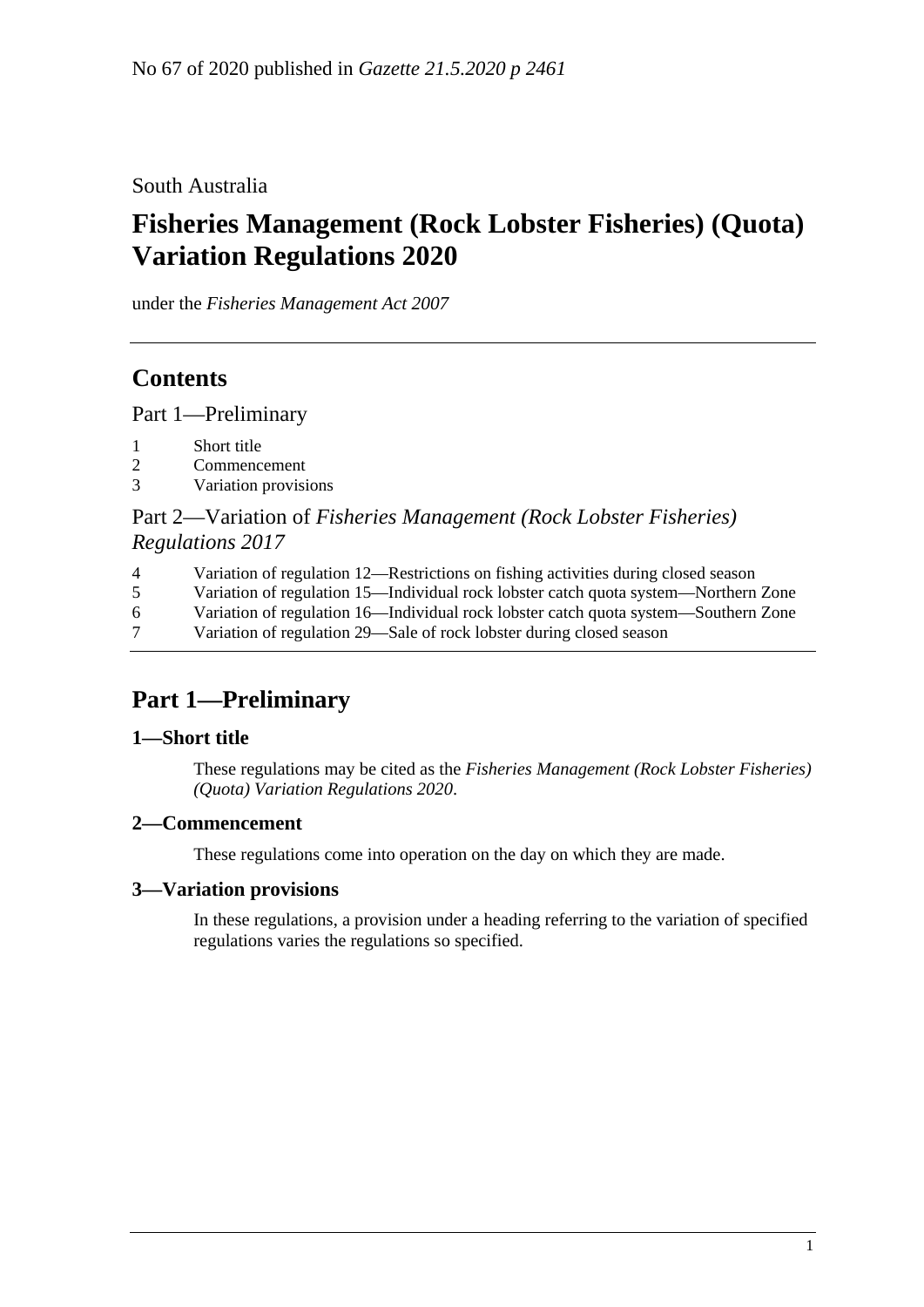No 67 of 2020 published in *Gazette 21.5.2020 p 2461*

South Australia

# Fisheries Management (Rock Lobster Fisheries) (Quota) Variation Regulations 2020

under the *Fisheries Management Act 2007*

## Contents

Part 1—Preliminary

1 Short title
2 Commencement
3 Variation provisions

Part 2—Variation of *Fisheries Management (Rock Lobster Fisheries) Regulations 2017*

4 Variation of regulation 12—Restrictions on fishing activities during closed season
5 Variation of regulation 15—Individual rock lobster catch quota system—Northern Zone
6 Variation of regulation 16—Individual rock lobster catch quota system—Southern Zone
7 Variation of regulation 29—Sale of rock lobster during closed season

## Part 1—Preliminary

### 1—Short title

These regulations may be cited as the *Fisheries Management (Rock Lobster Fisheries) (Quota) Variation Regulations 2020*.

### 2—Commencement

These regulations come into operation on the day on which they are made.

### 3—Variation provisions

In these regulations, a provision under a heading referring to the variation of specified regulations varies the regulations so specified.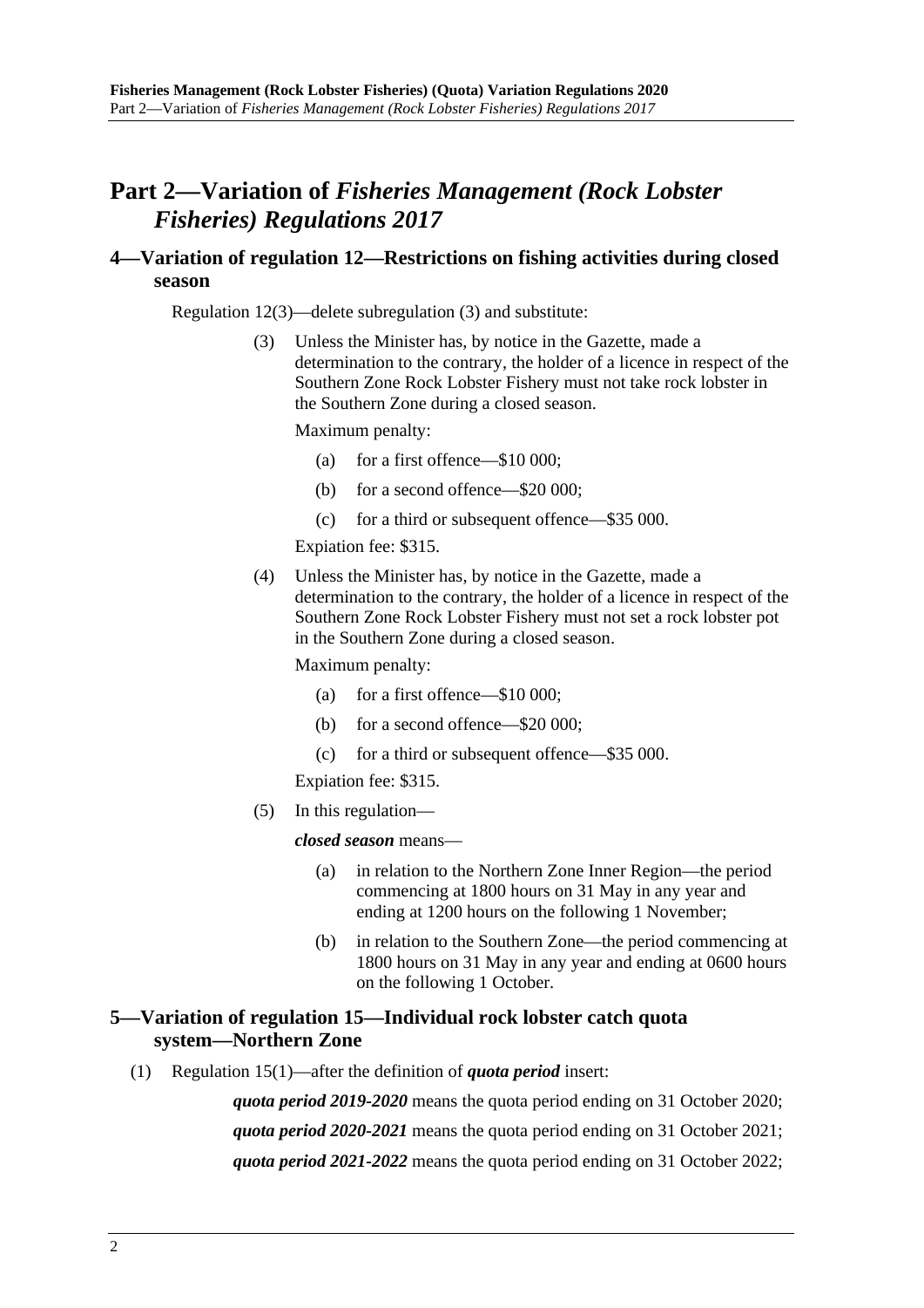# Part 2—Variation of *Fisheries Management (Rock Lobster Fisheries) Regulations 2017*

## 4—Variation of regulation 12—Restrictions on fishing activities during closed season

Regulation 12(3)—delete subregulation (3) and substitute:

(3) Unless the Minister has, by notice in the Gazette, made a determination to the contrary, the holder of a licence in respect of the Southern Zone Rock Lobster Fishery must not take rock lobster in the Southern Zone during a closed season.

Maximum penalty:

(a) for a first offence—$10 000;

(b) for a second offence—$20 000;

(c) for a third or subsequent offence—$35 000.

Expiation fee: $315.

(4) Unless the Minister has, by notice in the Gazette, made a determination to the contrary, the holder of a licence in respect of the Southern Zone Rock Lobster Fishery must not set a rock lobster pot in the Southern Zone during a closed season.

Maximum penalty:

(a) for a first offence—$10 000;

(b) for a second offence—$20 000;

(c) for a third or subsequent offence—$35 000.

Expiation fee: $315.

(5) In this regulation—

***closed season*** means—

(a) in relation to the Northern Zone Inner Region—the period commencing at 1800 hours on 31 May in any year and ending at 1200 hours on the following 1 November;

(b) in relation to the Southern Zone—the period commencing at 1800 hours on 31 May in any year and ending at 0600 hours on the following 1 October.

## 5—Variation of regulation 15—Individual rock lobster catch quota system—Northern Zone

(1) Regulation 15(1)—after the definition of ***quota period*** insert:

***quota period 2019-2020*** means the quota period ending on 31 October 2020;

***quota period 2020-2021*** means the quota period ending on 31 October 2021;

***quota period 2021-2022*** means the quota period ending on 31 October 2022;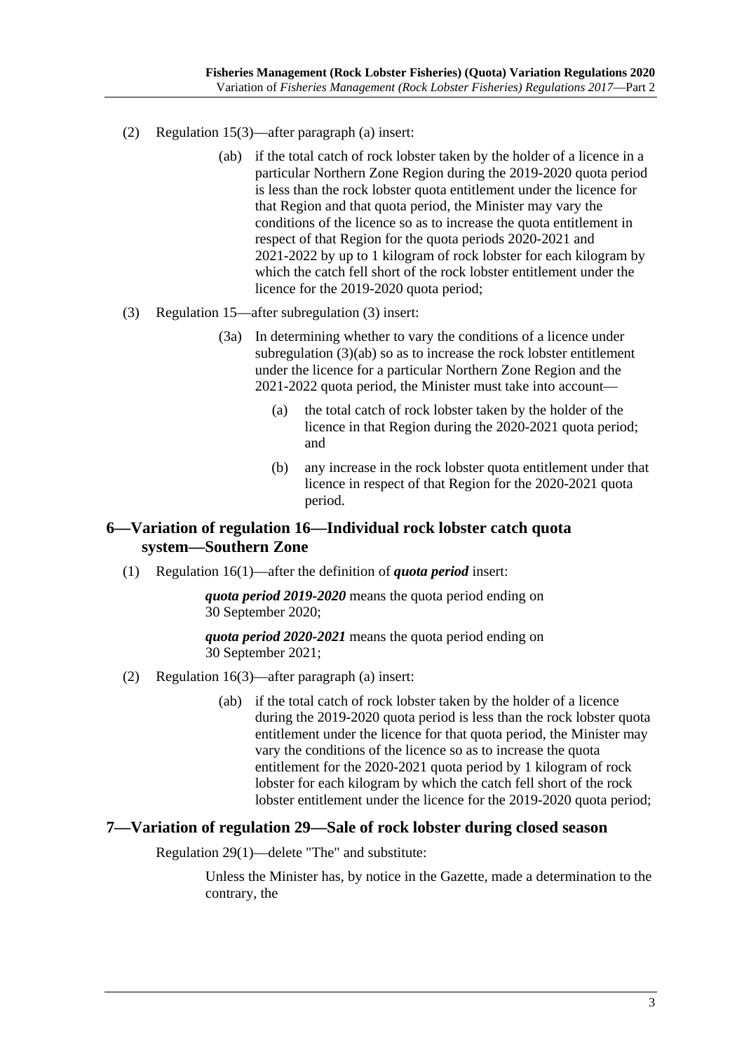(2) Regulation 15(3)—after paragraph (a) insert:

> (ab) if the total catch of rock lobster taken by the holder of a licence in a particular Northern Zone Region during the 2019-2020 quota period is less than the rock lobster quota entitlement under the licence for that Region and that quota period, the Minister may vary the conditions of the licence so as to increase the quota entitlement in respect of that Region for the quota periods 2020-2021 and 2021-2022 by up to 1 kilogram of rock lobster for each kilogram by which the catch fell short of the rock lobster entitlement under the licence for the 2019-2020 quota period;

(3) Regulation 15—after subregulation (3) insert:

> (3a) In determining whether to vary the conditions of a licence under subregulation (3)(ab) so as to increase the rock lobster entitlement under the licence for a particular Northern Zone Region and the 2021-2022 quota period, the Minister must take into account—
>
> (a) the total catch of rock lobster taken by the holder of the licence in that Region during the 2020-2021 quota period; and
>
> (b) any increase in the rock lobster quota entitlement under that licence in respect of that Region for the 2020-2021 quota period.

## 6—Variation of regulation 16—Individual rock lobster catch quota system—Southern Zone

(1) Regulation 16(1)—after the definition of ***quota period*** insert:

> ***quota period 2019-2020*** means the quota period ending on 30 September 2020;
>
> ***quota period 2020-2021*** means the quota period ending on 30 September 2021;

(2) Regulation 16(3)—after paragraph (a) insert:

> (ab) if the total catch of rock lobster taken by the holder of a licence during the 2019-2020 quota period is less than the rock lobster quota entitlement under the licence for that quota period, the Minister may vary the conditions of the licence so as to increase the quota entitlement for the 2020-2021 quota period by 1 kilogram of rock lobster for each kilogram by which the catch fell short of the rock lobster entitlement under the licence for the 2019-2020 quota period;

## 7—Variation of regulation 29—Sale of rock lobster during closed season

Regulation 29(1)—delete "The" and substitute:

> Unless the Minister has, by notice in the Gazette, made a determination to the contrary, the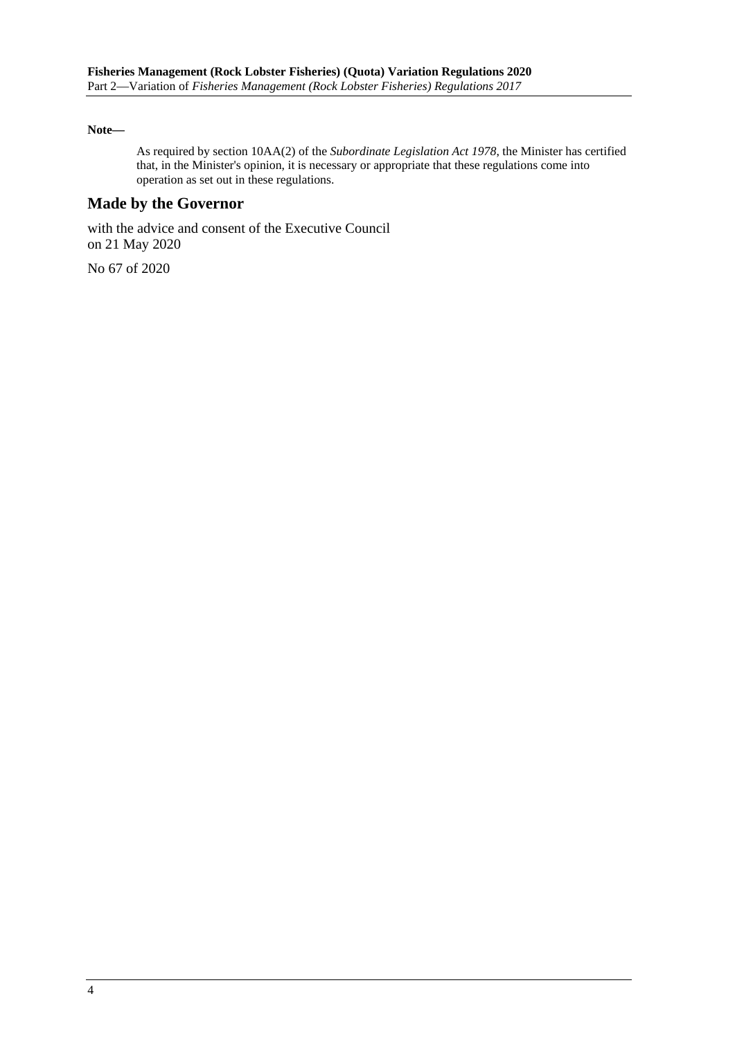**Note—**

As required by section 10AA(2) of the *Subordinate Legislation Act 1978*, the Minister has certified that, in the Minister's opinion, it is necessary or appropriate that these regulations come into operation as set out in these regulations.

## Made by the Governor

with the advice and consent of the Executive Council
on 21 May 2020

No 67 of 2020